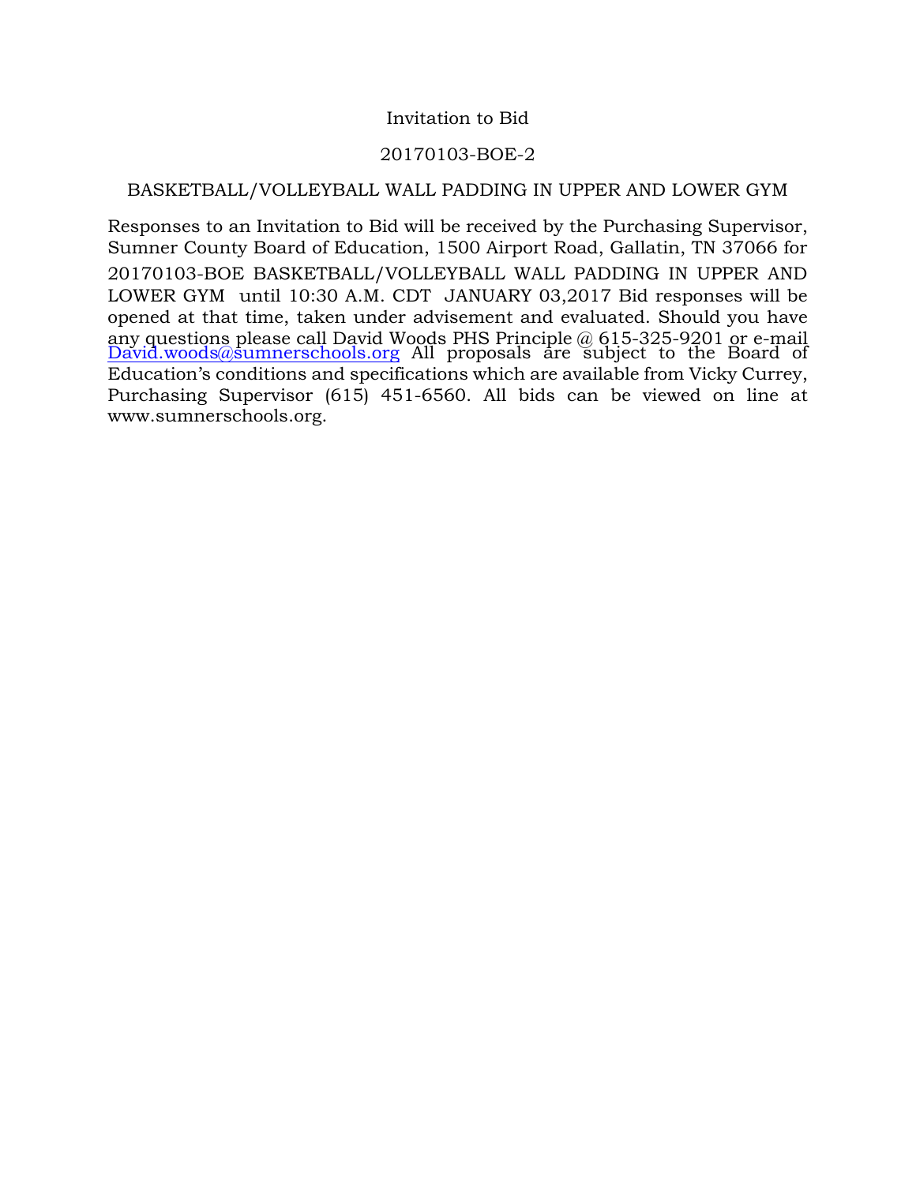Invitation to Bid

20170103-BOE-2

BASKETBALL/VOLLEYBALL WALL PADDING IN UPPER AND LOWER GYM

Responses to an Invitation to Bid will be received by the Purchasing Supervisor, Sumner County Board of Education, 1500 Airport Road, Gallatin, TN 37066 for 20170103-BOE BASKETBALL/VOLLEYBALL WALL PADDING IN UPPER AND LOWER GYM until 10:30 A.M. CDT JANUARY 03,2017 Bid responses will be opened at that time, taken under advisement and evaluated. Should you have any questions please call David Woods PHS Principle @ 615-325-9201 or e-mail David.woods@sumnerschools.org All proposals are subject to the Board of Education's conditions and specifications which are available from Vicky Currey, Purchasing Supervisor (615) 451-6560. All bids can be viewed on line at www.sumnerschools.org.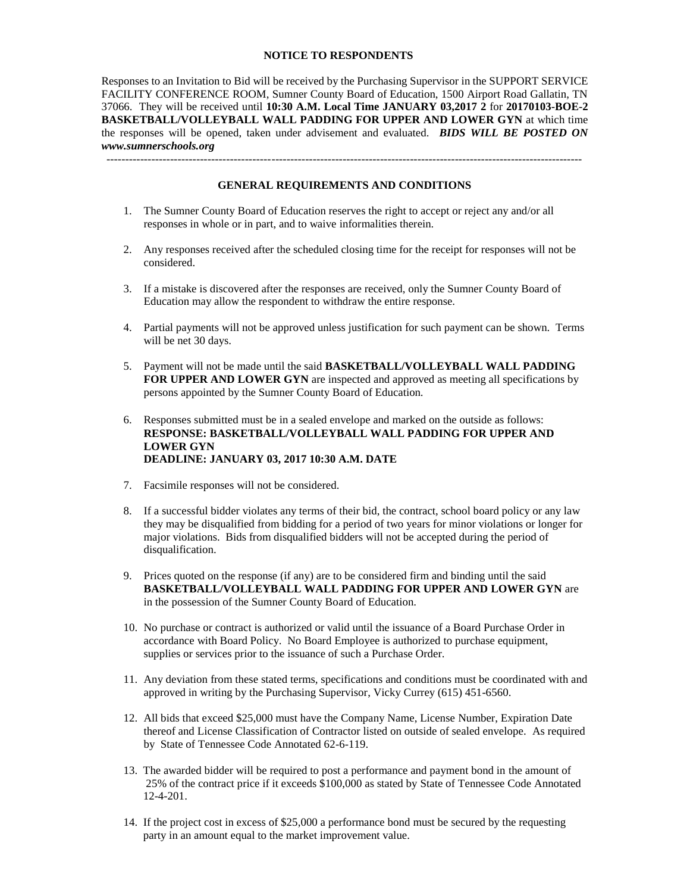**NOTICE TO RESPONDENTS**

Responses to an Invitation to Bid will be received by the Purchasing Supervisor in the SUPPORT SERVICE FACILITY CONFERENCE ROOM, Sumner County Board of Education, 1500 Airport Road Gallatin, TN 37066. They will be received until **10:30 A.M. Local Time JANUARY 03,2017 2** for **20170103-BOE-2 BASKETBALL/VOLLEYBALL WALL PADDING FOR UPPER AND LOWER GYN** at which time the responses will be opened, taken under advisement and evaluated. ***BIDS WILL BE POSTED ON www.sumnerschools.org***

---

**GENERAL REQUIREMENTS AND CONDITIONS**

1. The Sumner County Board of Education reserves the right to accept or reject any and/or all responses in whole or in part, and to waive informalities therein.

2. Any responses received after the scheduled closing time for the receipt for responses will not be considered.

3. If a mistake is discovered after the responses are received, only the Sumner County Board of Education may allow the respondent to withdraw the entire response.

4. Partial payments will not be approved unless justification for such payment can be shown. Terms will be net 30 days.

5. Payment will not be made until the said **BASKETBALL/VOLLEYBALL WALL PADDING FOR UPPER AND LOWER GYN** are inspected and approved as meeting all specifications by persons appointed by the Sumner County Board of Education.

6. Responses submitted must be in a sealed envelope and marked on the outside as follows:
   **RESPONSE: BASKETBALL/VOLLEYBALL WALL PADDING FOR UPPER AND LOWER GYN**
   **DEADLINE: JANUARY 03, 2017 10:30 A.M. DATE**

7. Facsimile responses will not be considered.

8. If a successful bidder violates any terms of their bid, the contract, school board policy or any law they may be disqualified from bidding for a period of two years for minor violations or longer for major violations. Bids from disqualified bidders will not be accepted during the period of disqualification.

9. Prices quoted on the response (if any) are to be considered firm and binding until the said **BASKETBALL/VOLLEYBALL WALL PADDING FOR UPPER AND LOWER GYN** are in the possession of the Sumner County Board of Education.

10. No purchase or contract is authorized or valid until the issuance of a Board Purchase Order in accordance with Board Policy. No Board Employee is authorized to purchase equipment, supplies or services prior to the issuance of such a Purchase Order.

11. Any deviation from these stated terms, specifications and conditions must be coordinated with and approved in writing by the Purchasing Supervisor, Vicky Currey (615) 451-6560.

12. All bids that exceed $25,000 must have the Company Name, License Number, Expiration Date thereof and License Classification of Contractor listed on outside of sealed envelope. As required by State of Tennessee Code Annotated 62-6-119.

13. The awarded bidder will be required to post a performance and payment bond in the amount of 25% of the contract price if it exceeds $100,000 as stated by State of Tennessee Code Annotated 12-4-201.

14. If the project cost in excess of $25,000 a performance bond must be secured by the requesting party in an amount equal to the market improvement value.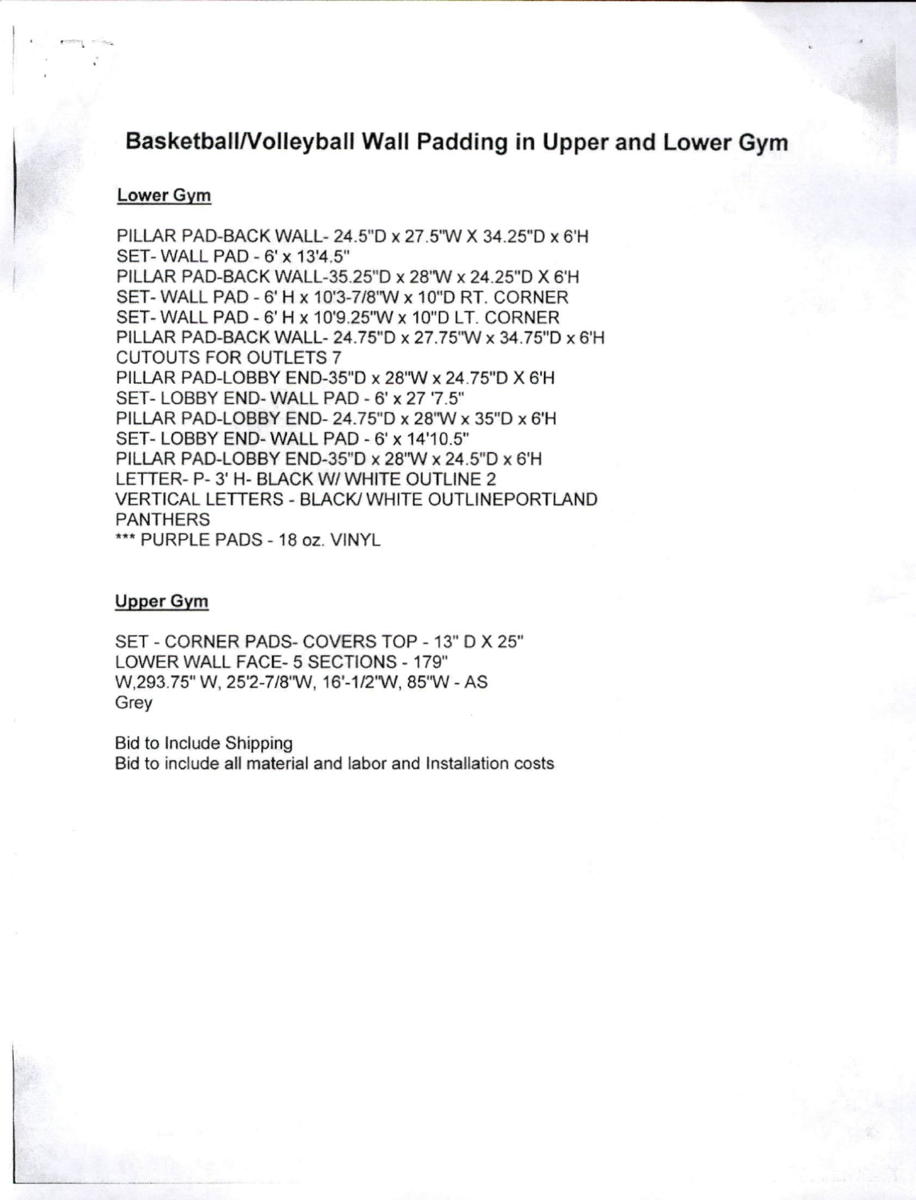## Basketball/Volleyball Wall Padding in Upper and Lower Gym

### Lower Gym

PILLAR PAD-BACK WALL- 24.5"D x 27.5"W X 34.25"D x 6'H
SET- WALL PAD - 6' x 13'4.5"
PILLAR PAD-BACK WALL-35.25"D x 28"W x 24.25"D X 6'H
SET- WALL PAD - 6' H x 10'3-7/8"W x 10"D RT. CORNER
SET- WALL PAD - 6' H x 10'9.25"W x 10"D LT. CORNER
PILLAR PAD-BACK WALL- 24.75"D x 27.75"W x 34.75"D x 6'H
CUTOUTS FOR OUTLETS 7
PILLAR PAD-LOBBY END-35"D x 28"W x 24.75"D X 6'H
SET- LOBBY END- WALL PAD - 6' x 27 '7.5"
PILLAR PAD-LOBBY END- 24.75"D x 28"W x 35"D x 6'H
SET- LOBBY END- WALL PAD - 6' x 14'10.5"
PILLAR PAD-LOBBY END-35"D x 28"W x 24.5"D x 6'H
LETTER- P- 3' H- BLACK W/ WHITE OUTLINE 2
VERTICAL LETTERS - BLACK/ WHITE OUTLINEPORTLAND PANTHERS
*** PURPLE PADS - 18 oz. VINYL

### Upper Gym

SET - CORNER PADS- COVERS TOP - 13" D X 25"
LOWER WALL FACE- 5 SECTIONS - 179" W,293.75" W, 25'2-7/8"W, 16'-1/2"W, 85"W - AS Grey

Bid to Include Shipping
Bid to include all material and labor and Installation costs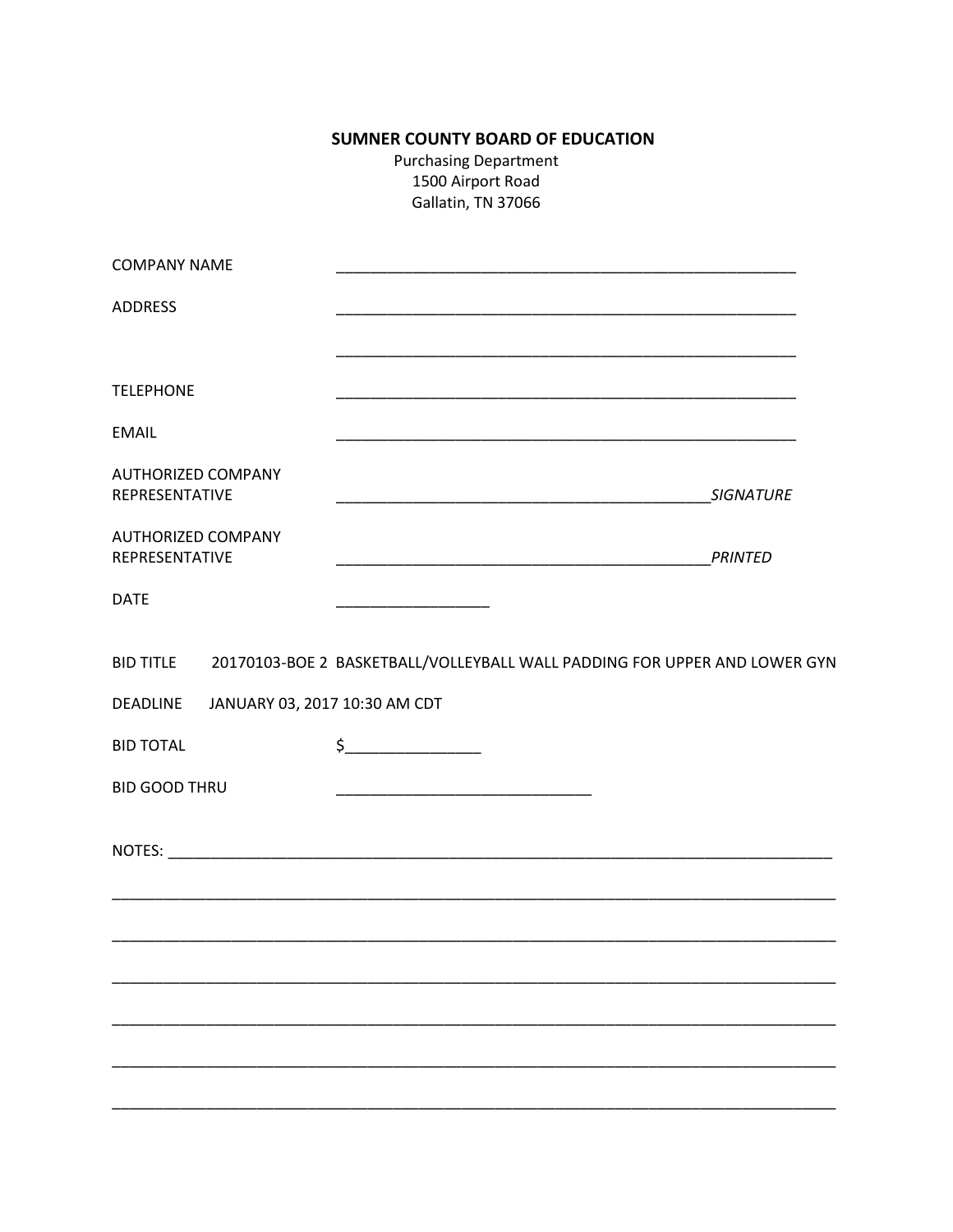**SUMNER COUNTY BOARD OF EDUCATION**

Purchasing Department
1500 Airport Road
Gallatin, TN 37066

COMPANY NAME ________________________________________________________

ADDRESS ________________________________________________________

________________________________________________________

TELEPHONE ________________________________________________________

EMAIL ________________________________________________________

AUTHORIZED COMPANY REPRESENTATIVE ____________________________________________*SIGNATURE*

AUTHORIZED COMPANY REPRESENTATIVE ____________________________________________*PRINTED*

DATE __________________

BID TITLE 20170103-BOE 2 BASKETBALL/VOLLEYBALL WALL PADDING FOR UPPER AND LOWER GYN

DEADLINE JANUARY 03, 2017 10:30 AM CDT

BID TOTAL $________________

BID GOOD THRU ______________________________

NOTES: ________________________________________________________________________________

________________________________________________________________________________________

________________________________________________________________________________________

________________________________________________________________________________________

________________________________________________________________________________________

________________________________________________________________________________________

________________________________________________________________________________________